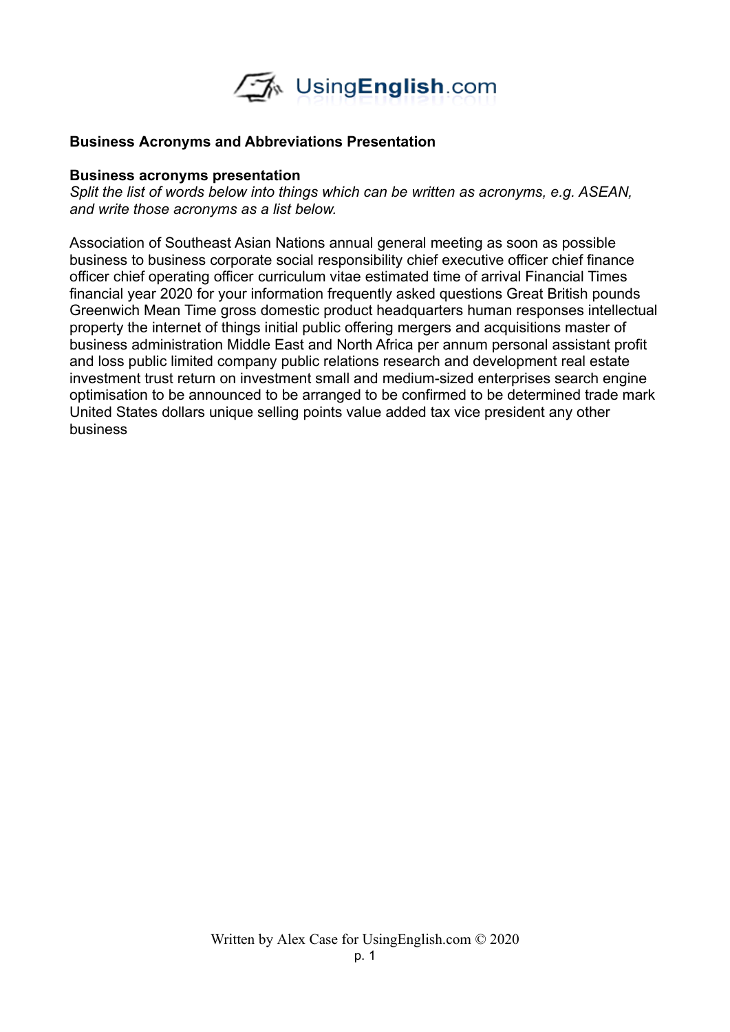# Business Acronyms and Abbreviations Presentation

## Business acronyms presentation

*Split the list of words below into things which can be written as acronyms, e.g. ASEAN, and write those acronyms as a list below.*

Association of Southeast Asian Nations annual general meeting as soon as possible business to business corporate social responsibility chief executive officer chief finance officer chief operating officer curriculum vitae estimated time of arrival Financial Times financial year 2020 for your information frequently asked questions Great British pounds Greenwich Mean Time gross domestic product headquarters human responses intellectual property the internet of things initial public offering mergers and acquisitions master of business administration Middle East and North Africa per annum personal assistant profit and loss public limited company public relations research and development real estate investment trust return on investment small and medium-sized enterprises search engine optimisation to be announced to be arranged to be confirmed to be determined trade mark United States dollars unique selling points value added tax vice president any other business

Written by Alex Case for UsingEnglish.com © 2020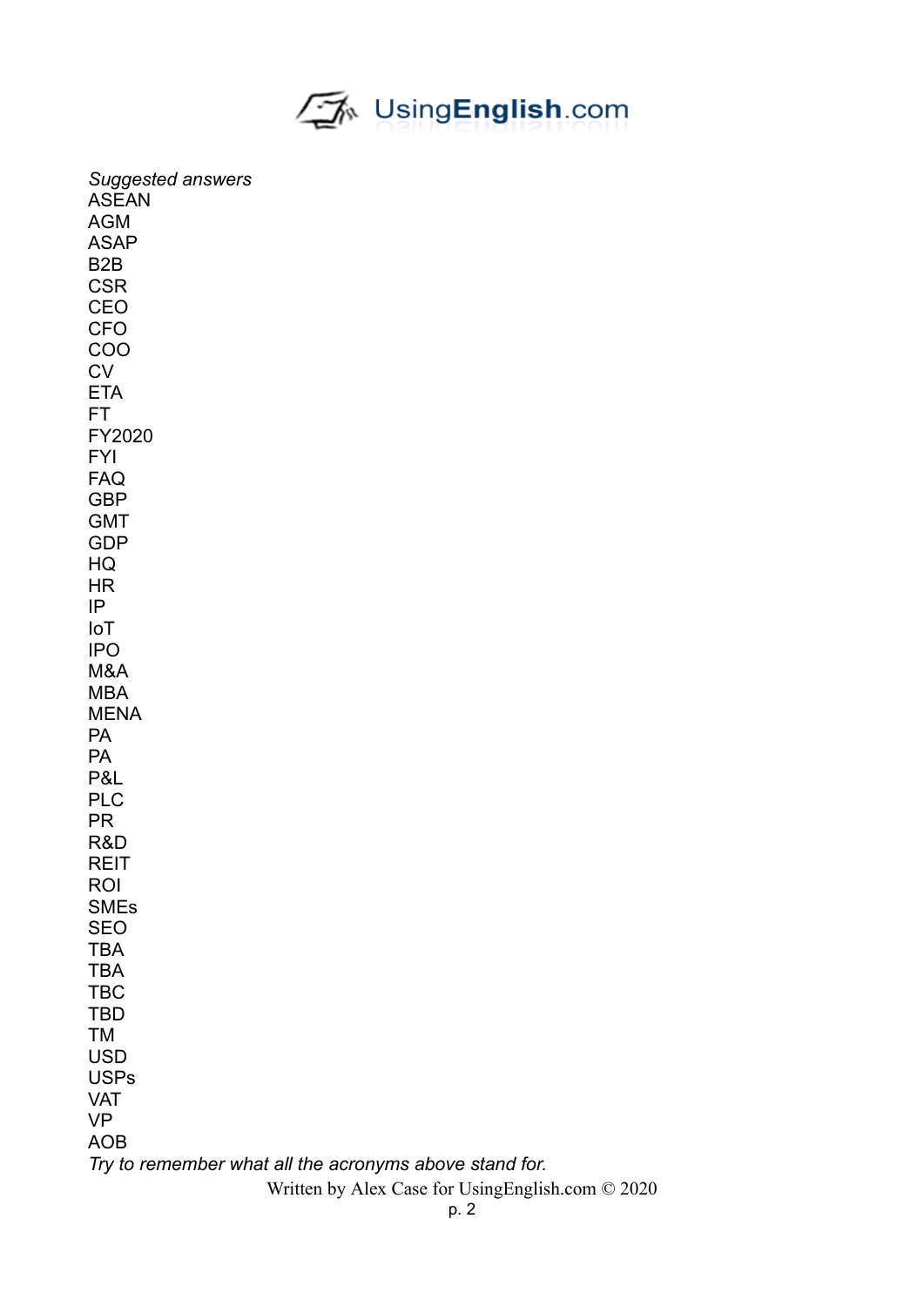*Suggested answers*

ASEAN
AGM
ASAP
B2B
CSR
CEO
CFO
COO
CV
ETA
FT
FY2020
FYI
FAQ
GBP
GMT
GDP
HQ
HR
IP
IoT
IPO
M&A
MBA
MENA
PA
PA
P&L
PLC
PR
R&D
REIT
ROI
SMEs
SEO
TBA
TBA
TBC
TBD
TM
USD
USPs
VAT
VP
AOB

*Try to remember what all the acronyms above stand for.*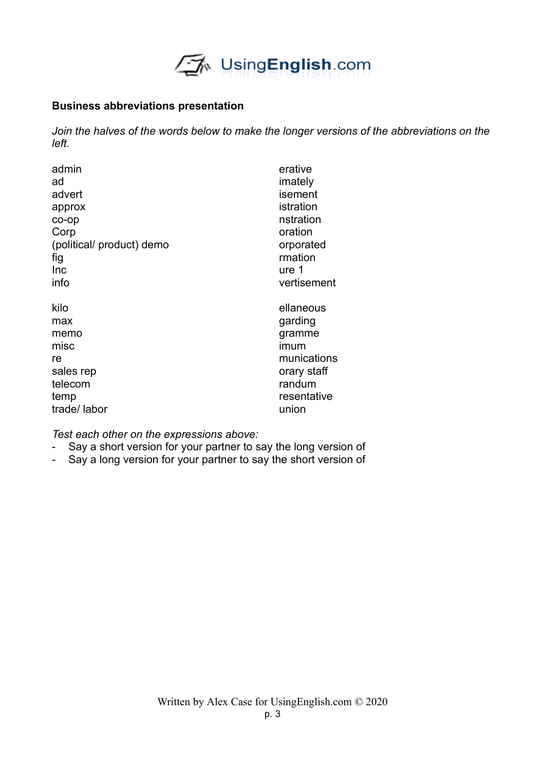**Business abbreviations presentation**

*Join the halves of the words below to make the longer versions of the abbreviations on the left.*

| | |
|---|---|
| admin | erative |
| ad | imately |
| advert | isement |
| approx | istration |
| co-op | nstration |
| Corp | oration |
| (political/ product) demo | orporated |
| fig | rmation |
| Inc | ure 1 |
| info | vertisement |
| | |
| kilo | ellaneous |
| max | garding |
| memo | gramme |
| misc | imum |
| re | munications |
| sales rep | orary staff |
| telecom | randum |
| temp | resentative |
| trade/ labor | union |

*Test each other on the expressions above:*

- Say a short version for your partner to say the long version of
- Say a long version for your partner to say the short version of

Written by Alex Case for UsingEnglish.com © 2020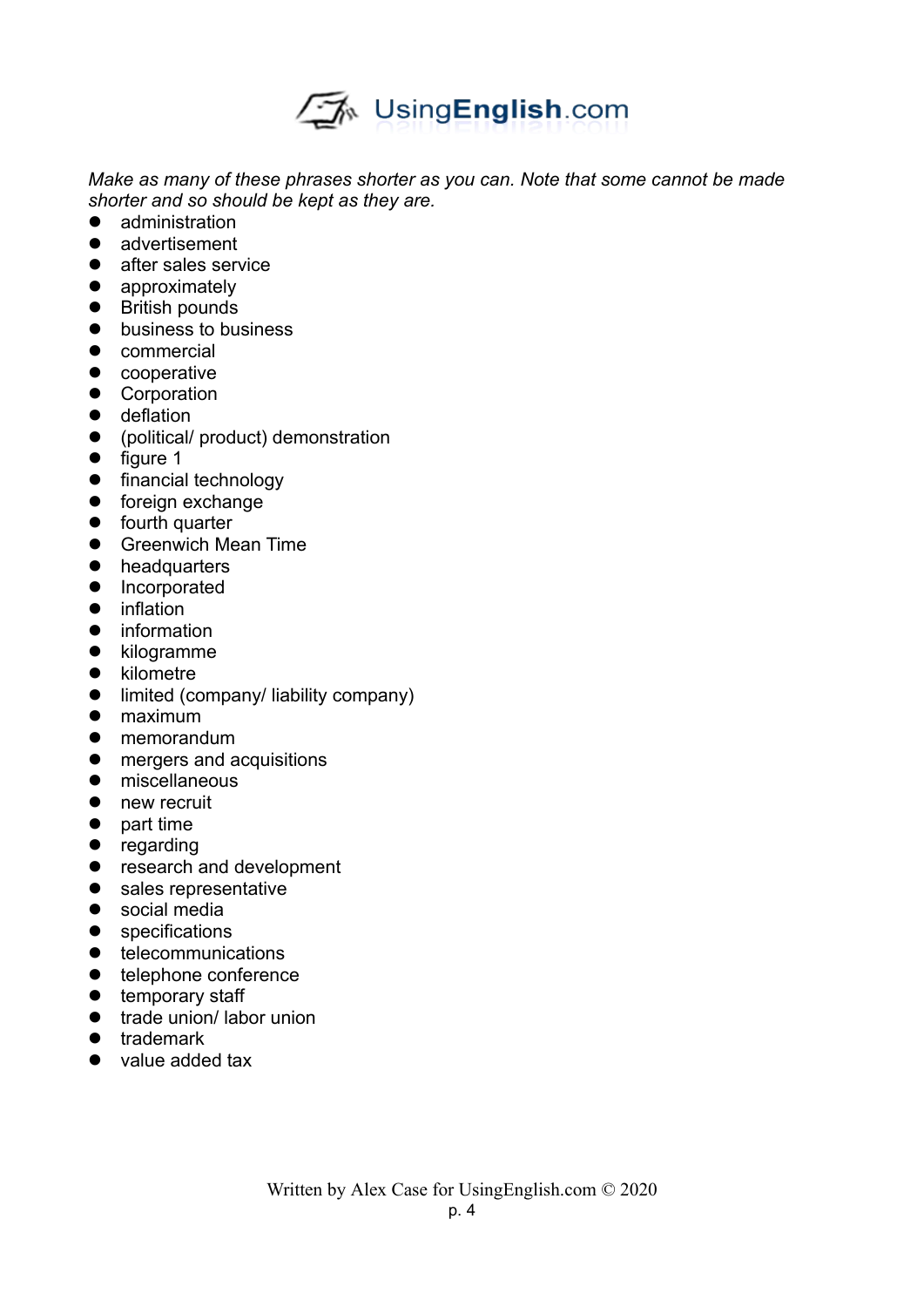*Make as many of these phrases shorter as you can. Note that some cannot be made shorter and so should be kept as they are.*

- administration
- advertisement
- after sales service
- approximately
- British pounds
- business to business
- commercial
- cooperative
- Corporation
- deflation
- (political/ product) demonstration
- figure 1
- financial technology
- foreign exchange
- fourth quarter
- Greenwich Mean Time
- headquarters
- Incorporated
- inflation
- information
- kilogramme
- kilometre
- limited (company/ liability company)
- maximum
- memorandum
- mergers and acquisitions
- miscellaneous
- new recruit
- part time
- regarding
- research and development
- sales representative
- social media
- specifications
- telecommunications
- telephone conference
- temporary staff
- trade union/ labor union
- trademark
- value added tax

Written by Alex Case for UsingEnglish.com © 2020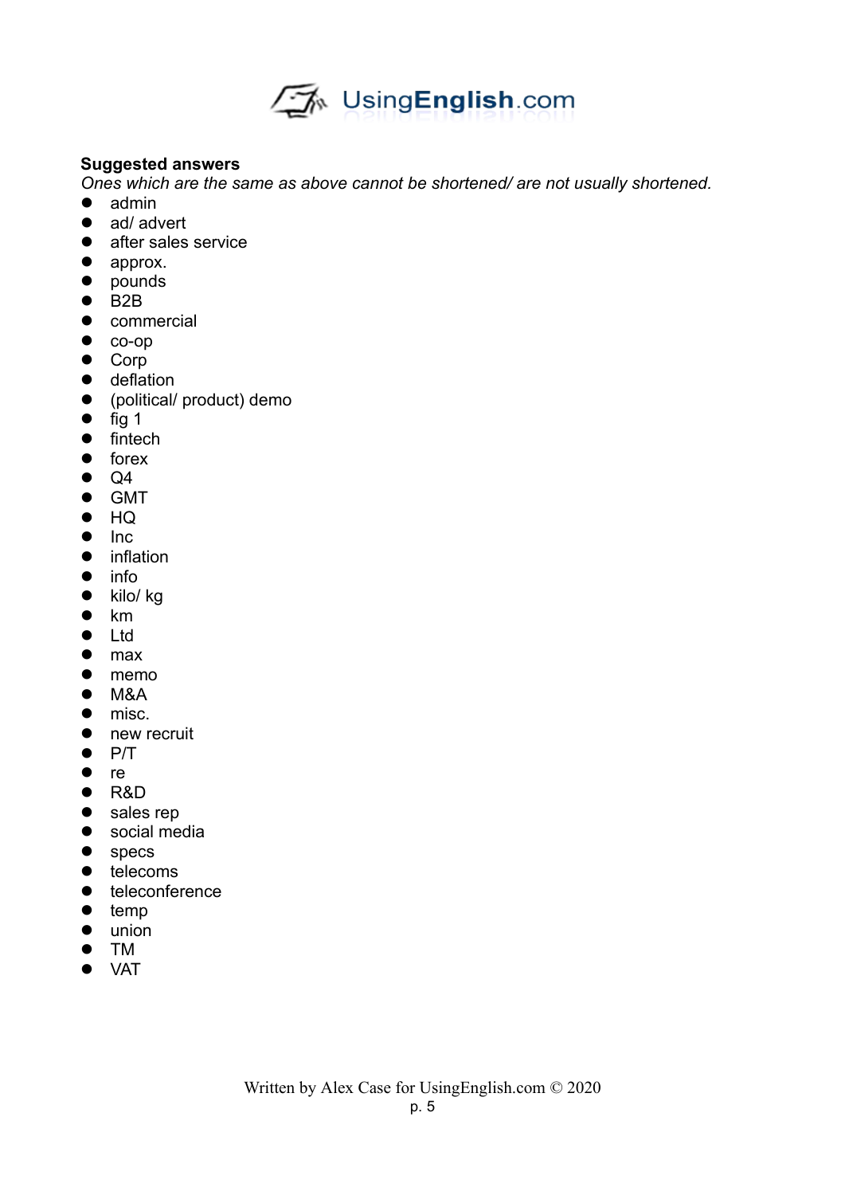**Suggested answers**

*Ones which are the same as above cannot be shortened/ are not usually shortened.*

- admin
- ad/ advert
- after sales service
- approx.
- pounds
- B2B
- commercial
- co-op
- Corp
- deflation
- (political/ product) demo
- fig 1
- fintech
- forex
- Q4
- GMT
- HQ
- Inc
- inflation
- info
- kilo/ kg
- km
- Ltd
- max
- memo
- M&A
- misc.
- new recruit
- P/T
- re
- R&D
- sales rep
- social media
- specs
- telecoms
- teleconference
- temp
- union
- TM
- VAT

Written by Alex Case for UsingEnglish.com © 2020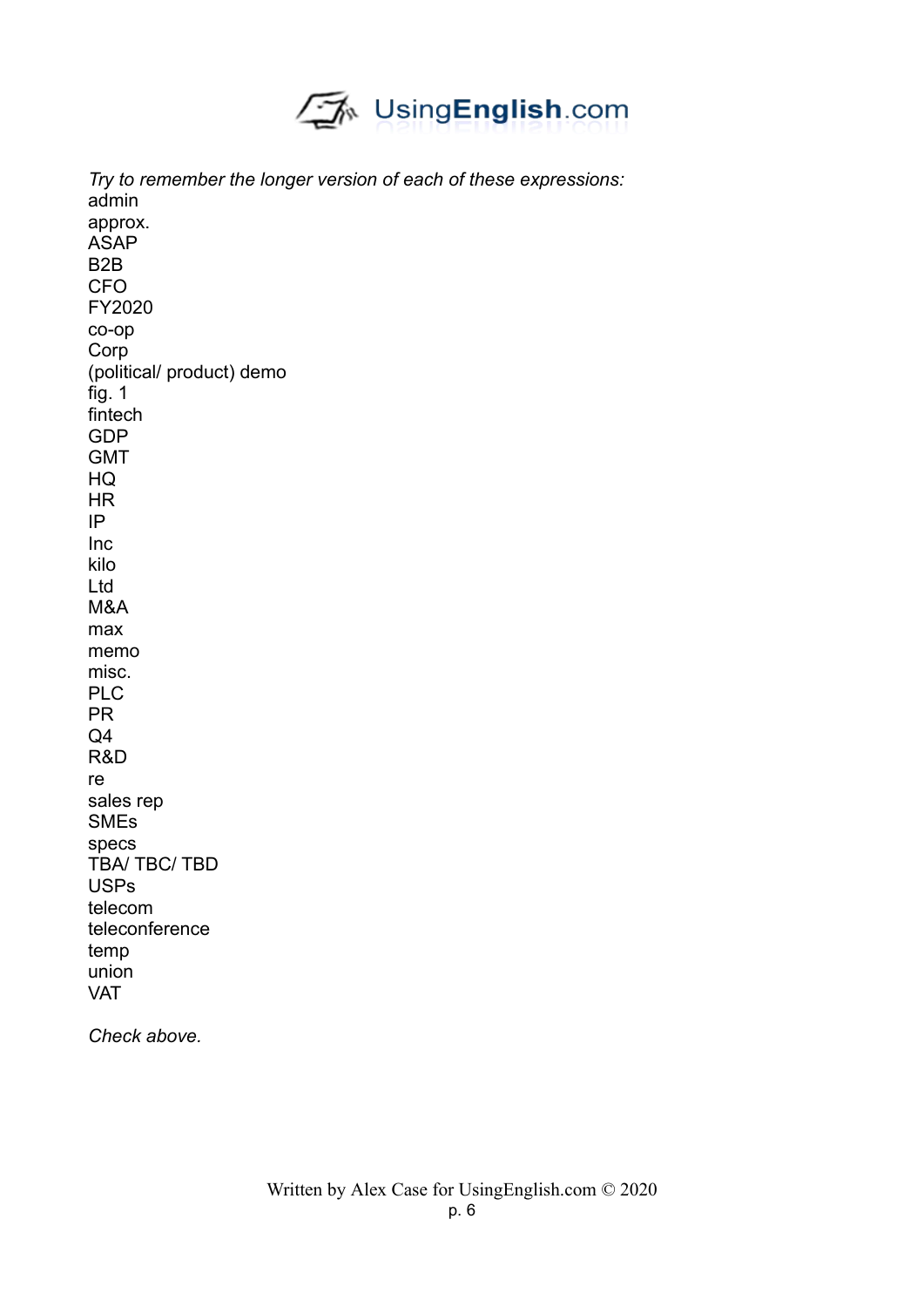*Try to remember the longer version of each of these expressions:*

admin
approx.
ASAP
B2B
CFO
FY2020
co-op
Corp
(political/ product) demo
fig. 1
fintech
GDP
GMT
HQ
HR
IP
Inc
kilo
Ltd
M&A
max
memo
misc.
PLC
PR
Q4
R&D
re
sales rep
SMEs
specs
TBA/ TBC/ TBD
USPs
telecom
teleconference
temp
union
VAT

*Check above.*